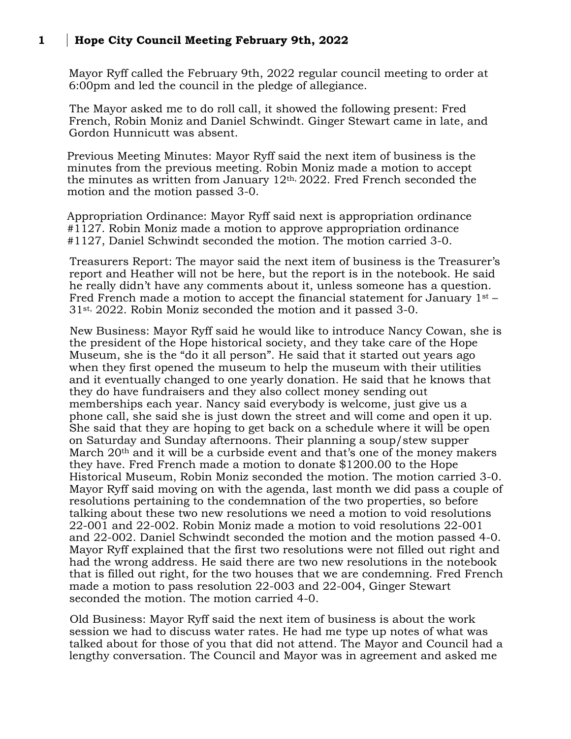# Hope City Council Meeting February 9th, 2022

Mayor Ryff called the February 9th, 2022 regular council meeting to order at 6:00pm and led the council in the pledge of allegiance.

The Mayor asked me to do roll call, it showed the following present: Fred French, Robin Moniz and Daniel Schwindt. Ginger Stewart came in late, and Gordon Hunnicutt was absent.

Previous Meeting Minutes: Mayor Ryff said the next item of business is the minutes from the previous meeting. Robin Moniz made a motion to accept the minutes as written from January 12th, 2022. Fred French seconded the motion and the motion passed 3-0.

Appropriation Ordinance: Mayor Ryff said next is appropriation ordinance #1127. Robin Moniz made a motion to approve appropriation ordinance #1127, Daniel Schwindt seconded the motion. The motion carried 3-0.

Treasurers Report: The mayor said the next item of business is the Treasurer's report and Heather will not be here, but the report is in the notebook. He said he really didn't have any comments about it, unless someone has a question. Fred French made a motion to accept the financial statement for January 1st – 31st, 2022. Robin Moniz seconded the motion and it passed 3-0.

New Business: Mayor Ryff said he would like to introduce Nancy Cowan, she is the president of the Hope historical society, and they take care of the Hope Museum, she is the "do it all person". He said that it started out years ago when they first opened the museum to help the museum with their utilities and it eventually changed to one yearly donation. He said that he knows that they do have fundraisers and they also collect money sending out memberships each year. Nancy said everybody is welcome, just give us a phone call, she said she is just down the street and will come and open it up. She said that they are hoping to get back on a schedule where it will be open on Saturday and Sunday afternoons. Their planning a soup/stew supper March 20th and it will be a curbside event and that's one of the money makers they have. Fred French made a motion to donate $1200.00 to the Hope Historical Museum, Robin Moniz seconded the motion. The motion carried 3-0. Mayor Ryff said moving on with the agenda, last month we did pass a couple of resolutions pertaining to the condemnation of the two properties, so before talking about these two new resolutions we need a motion to void resolutions 22-001 and 22-002. Robin Moniz made a motion to void resolutions 22-001 and 22-002. Daniel Schwindt seconded the motion and the motion passed 4-0. Mayor Ryff explained that the first two resolutions were not filled out right and had the wrong address. He said there are two new resolutions in the notebook that is filled out right, for the two houses that we are condemning. Fred French made a motion to pass resolution 22-003 and 22-004, Ginger Stewart seconded the motion. The motion carried 4-0.

Old Business: Mayor Ryff said the next item of business is about the work session we had to discuss water rates. He had me type up notes of what was talked about for those of you that did not attend. The Mayor and Council had a lengthy conversation. The Council and Mayor was in agreement and asked me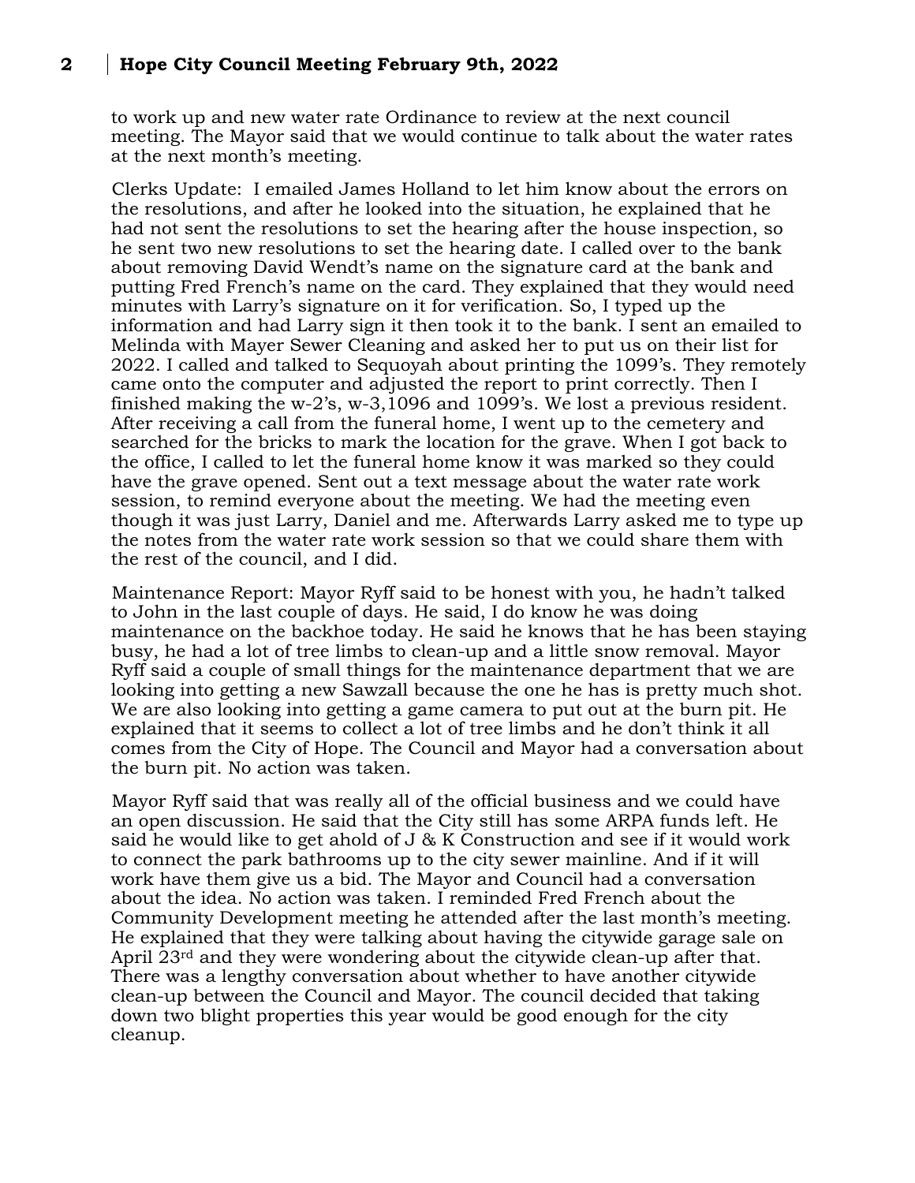to work up and new water rate Ordinance to review at the next council meeting. The Mayor said that we would continue to talk about the water rates at the next month's meeting.

Clerks Update: I emailed James Holland to let him know about the errors on the resolutions, and after he looked into the situation, he explained that he had not sent the resolutions to set the hearing after the house inspection, so he sent two new resolutions to set the hearing date. I called over to the bank about removing David Wendt's name on the signature card at the bank and putting Fred French's name on the card. They explained that they would need minutes with Larry's signature on it for verification. So, I typed up the information and had Larry sign it then took it to the bank. I sent an emailed to Melinda with Mayer Sewer Cleaning and asked her to put us on their list for 2022. I called and talked to Sequoyah about printing the 1099's. They remotely came onto the computer and adjusted the report to print correctly. Then I finished making the w-2's, w-3,1096 and 1099's. We lost a previous resident. After receiving a call from the funeral home, I went up to the cemetery and searched for the bricks to mark the location for the grave. When I got back to the office, I called to let the funeral home know it was marked so they could have the grave opened. Sent out a text message about the water rate work session, to remind everyone about the meeting. We had the meeting even though it was just Larry, Daniel and me. Afterwards Larry asked me to type up the notes from the water rate work session so that we could share them with the rest of the council, and I did.

Maintenance Report: Mayor Ryff said to be honest with you, he hadn't talked to John in the last couple of days. He said, I do know he was doing maintenance on the backhoe today. He said he knows that he has been staying busy, he had a lot of tree limbs to clean-up and a little snow removal. Mayor Ryff said a couple of small things for the maintenance department that we are looking into getting a new Sawzall because the one he has is pretty much shot. We are also looking into getting a game camera to put out at the burn pit. He explained that it seems to collect a lot of tree limbs and he don't think it all comes from the City of Hope. The Council and Mayor had a conversation about the burn pit. No action was taken.

Mayor Ryff said that was really all of the official business and we could have an open discussion. He said that the City still has some ARPA funds left. He said he would like to get ahold of J & K Construction and see if it would work to connect the park bathrooms up to the city sewer mainline. And if it will work have them give us a bid. The Mayor and Council had a conversation about the idea. No action was taken. I reminded Fred French about the Community Development meeting he attended after the last month's meeting. He explained that they were talking about having the citywide garage sale on April 23rd and they were wondering about the citywide clean-up after that. There was a lengthy conversation about whether to have another citywide clean-up between the Council and Mayor. The council decided that taking down two blight properties this year would be good enough for the city cleanup.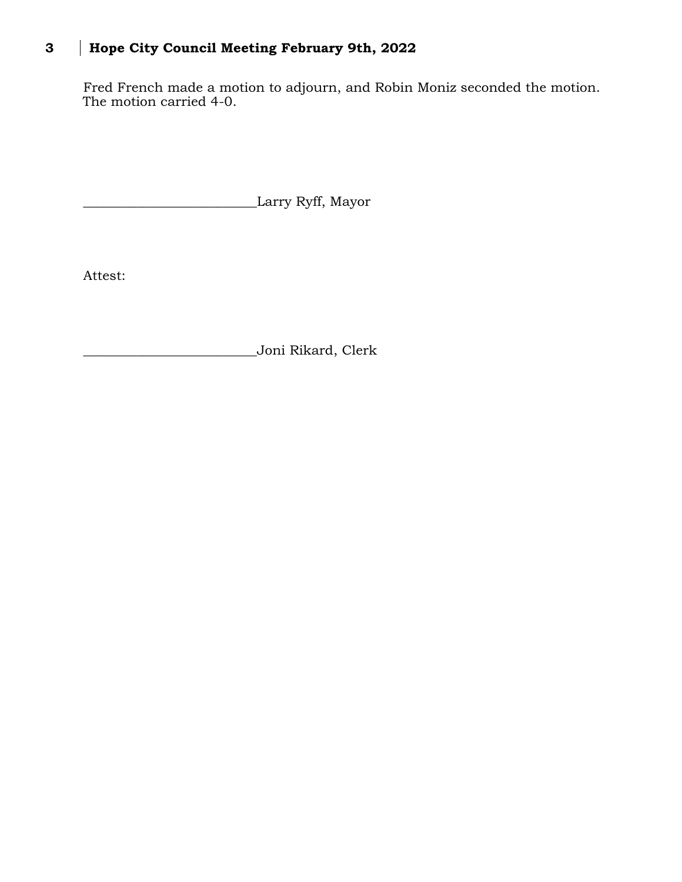Fred French made a motion to adjourn, and Robin Moniz seconded the motion. The motion carried 4-0.

_________________________Larry Ryff, Mayor

Attest:

_________________________Joni Rikard, Clerk